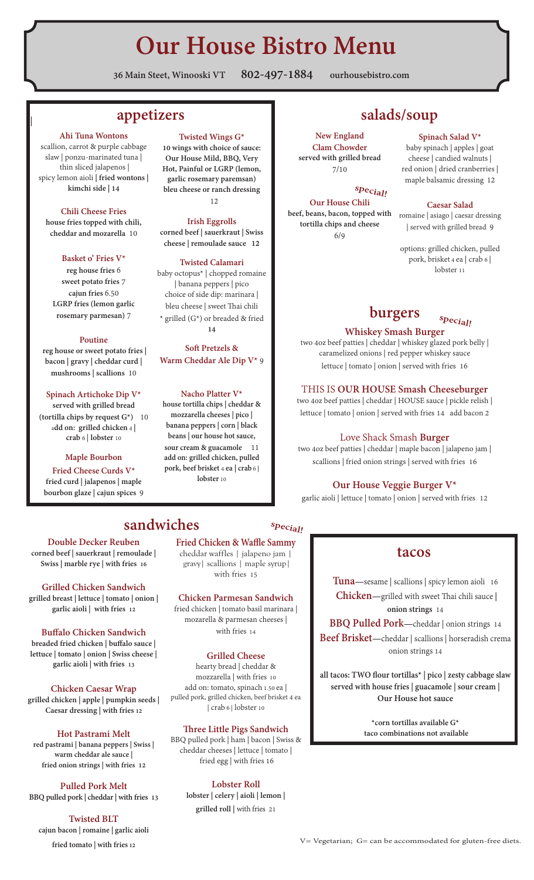# Our House Bistro Menu

**36 Main Steet, Winooski VT** **802-497-1884** **ourhousebistro.com**

## appetizers

### Ahi Tuna Wontons
scallion, carrot & purple cabbage slaw | ponzu-marinated tuna | thin sliced jalapenos | spicy lemon aioli | **fried wontons | kimchi side | 14**

### Chili Cheese Fries
**house fries topped with chili, cheddar and mozarella** 10

### Basket o' Fries V*
**reg house fries** 6
**sweet potato fries** 7
**cajun fries** 6.50
**LGRP fries (lemon garlic rosemary parmesan)** 7

### Poutine
**reg house or sweet potato fries | bacon | gravy | cheddar curd | mushrooms | scallions** 10

### Spinach Artichoke Dip V*
**served with grilled bread (tortilla chips by request G*)** 10
**add on: grilled chicken** 4 **| crab** 6 **| lobster** 10

### Maple Bourbon Fried Cheese Curds V*
**fried curd | jalapenos | maple bourbon glaze | cajun spices** 9

### Twisted Wings G*
**10 wings with choice of sauce: Our House Mild, BBQ, Very Hot, Painful or LGRP (lemon, garlic rosemary paremsan) bleu cheese or ranch dressing** 12

### Irish Eggrolls
**corned beef | sauerkraut | Swiss cheese | remoulade sauce 12**

### Twisted Calamari
baby octopus* | chopped romaine | banana peppers | pico choice of side dip: marinara | bleu cheese | sweet Thai chili
* grilled (G*) or breaded & fried
**14**

### Soft Pretzels & Warm Cheddar Ale Dip V* 9

### Nacho Platter V*
**house tortilla chips | cheddar & mozzarella cheeses | pico | banana peppers | corn | black beans | our house hot sauce, sour cream & guacamole** 11
**add on: grilled chicken, pulled pork, beef brisket** 4 **ea | crab** 6 **| lobster** 10

## salads/soup

### New England Clam Chowder
**served with grilled bread**
7/10

*special!*

### Our House Chili
**beef, beans, bacon, topped with tortilla chips and cheese**
6/9

### Spinach Salad V*
baby spinach | apples | goat cheese | candied walnuts | red onion | dried cranberries | maple balsamic dressing 12

### Caesar Salad
romaine | asiago | caesar dressing | served with grilled bread 9

options: grilled chicken, pulled pork, brisket 4 ea | crab 6 | lobster 11

## burgers

*special!*

### Whiskey Smash Burger
two 4oz beef patties | cheddar | whiskey glazed pork belly | caramelized onions | red pepper whiskey sauce lettuce | tomato | onion | served with fries 16

### THIS IS OUR HOUSE Smash Cheeseburger
two 4oz beef patties | cheddar | HOUSE sauce | pickle relish | lettuce | tomato | onion | served with fries 14 add bacon 2

### Love Shack Smash Burger
two 4oz beef patties | cheddar | maple bacon | jalapeno jam | scallions | fried onion strings | served with fries 16

### Our House Veggie Burger V*
garlic aioli | lettuce | tomato | onion | served with fries 12

## sandwiches

### Double Decker Reuben
**corned beef | sauerkraut | remoulade | Swiss | marble rye | with fries 16**

### Grilled Chicken Sandwich
**grilled breast | lettuce | tomato | onion | garlic aioli | with fries 12**

### Buffalo Chicken Sandwich
**breaded fried chicken | buffalo sauce | lettuce | tomato | onion | Swiss cheese | garlic aioli | with fries 13**

### Chicken Caesar Wrap
**grilled chicken | apple | pumpkin seeds | Caesar dressing | with fries 12**

### Hot Pastrami Melt
**red pastrami | banana peppers | Swiss | warm cheddar ale sauce | fried onion strings | with fries 12**

### Pulled Pork Melt
**BBQ pulled pork | cheddar | with fries 13**

### Twisted BLT
**cajun bacon | romaine | garlic aioli fried tomato | with fries 12**

*special!*

### Fried Chicken & Waffle Sammy
cheddar waffles | jalapeno jam | gravy | scallions | maple syrup | with fries 15

### Chicken Parmesan Sandwich
fried chicken | tomato basil marinara | mozarella & parmesan cheeses | with fries 14

### Grilled Cheese
hearty bread | cheddar & mozzarella | with fries 10
add on: tomato, spinach 1.50 ea | pulled pork, grilled chicken, beef brisket 4 ea | crab 6 | lobster 10

### Three Little Pigs Sandwich
BBQ pulled pork | ham | bacon | Swiss & cheddar cheeses | lettuce | tomato | fried egg | with fries 16

### Lobster Roll
**lobster | celery | aioli | lemon | grilled roll |** with fries 21

## tacos

**Tuna**—sesame | scallions | spicy lemon aioli 16

**Chicken**—grilled with sweet Thai chili sauce | **onion strings** 14

**BBQ Pulled Pork**—cheddar | onion strings 14

**Beef Brisket**—cheddar | scallions | horseradish crema onion strings 14

**all tacos: TWO flour tortillas* | pico | zesty cabbage slaw served with house fries | guacamole | sour cream | Our House hot sauce**

**\*corn tortillas available G\***
**taco combinations not available**

V= Vegetarian; G= can be accommodated for gluten-free diets.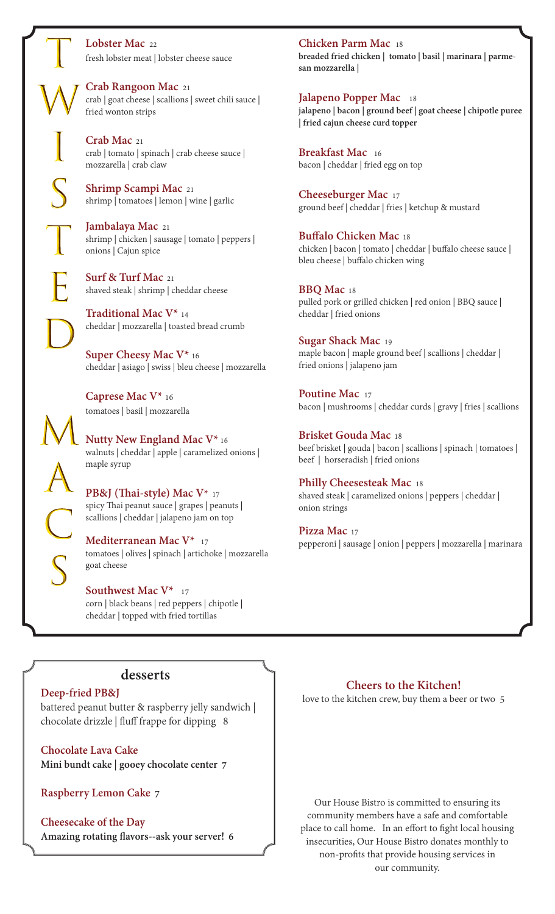# TWISTED MACS

**Lobster Mac** 22
fresh lobster meat | lobster cheese sauce

**Crab Rangoon Mac** 21
crab | goat cheese | scallions | sweet chili sauce | fried wonton strips

**Crab Mac** 21
crab | tomato | spinach | crab cheese sauce | mozzarella | crab claw

**Shrimp Scampi Mac** 21
shrimp | tomatoes | lemon | wine | garlic

**Jambalaya Mac** 21
shrimp | chicken | sausage | tomato | peppers | onions | Cajun spice

**Surf & Turf Mac** 21
shaved steak | shrimp | cheddar cheese

**Traditional Mac V*** 14
cheddar | mozzarella | toasted bread crumb

**Super Cheesy Mac V*** 16
cheddar | asiago | swiss | bleu cheese | mozzarella

**Caprese Mac V*** 16
tomatoes | basil | mozzarella

**Nutty New England Mac V*** 16
walnuts | cheddar | apple | caramelized onions | maple syrup

**PB&J (Thai-style) Mac V*** 17
spicy Thai peanut sauce | grapes | peanuts | scallions | cheddar | jalapeno jam on top

**Mediterranean Mac V*** 17
tomatoes | olives | spinach | artichoke | mozzarella goat cheese

**Southwest Mac V*** 17
corn | black beans | red peppers | chipotle | cheddar | topped with fried tortillas

**Chicken Parm Mac** 18
**breaded fried chicken | tomato | basil | marinara | parmesan mozzarella |**

**Jalapeno Popper Mac** 18
**jalapeno | bacon | ground beef | goat cheese | chipotle puree | fried cajun cheese curd topper**

**Breakfast Mac** 16
bacon | cheddar | fried egg on top

**Cheeseburger Mac** 17
ground beef | cheddar | fries | ketchup & mustard

**Buffalo Chicken Mac** 18
chicken | bacon | tomato | cheddar | buffalo cheese sauce | bleu cheese | buffalo chicken wing

**BBQ Mac** 18
pulled pork or grilled chicken | red onion | BBQ sauce | cheddar | fried onions

**Sugar Shack Mac** 19
maple bacon | maple ground beef | scallions | cheddar | fried onions | jalapeno jam

**Poutine Mac** 17
bacon | mushrooms | cheddar curds | gravy | fries | scallions

**Brisket Gouda Mac** 18
beef brisket | gouda | bacon | scallions | spinach | tomatoes | beef | horseradish | fried onions

**Philly Cheesesteak Mac** 18
shaved steak | caramelized onions | peppers | cheddar | onion strings

**Pizza Mac** 17
pepperoni | sausage | onion | peppers | mozzarella | marinara

## desserts

**Deep-fried PB&J**
battered peanut butter & raspberry jelly sandwich | chocolate drizzle | fluff frappe for dipping 8

**Chocolate Lava Cake**
**Mini bundt cake | gooey chocolate center 7**

**Raspberry Lemon Cake 7**

**Cheesecake of the Day**
**Amazing rotating flavors--ask your server! 6**

## Cheers to the Kitchen!

love to the kitchen crew, buy them a beer or two 5

Our House Bistro is committed to ensuring its community members have a safe and comfortable place to call home. In an effort to fight local housing insecurities, Our House Bistro donates monthly to non-profits that provide housing services in our community.